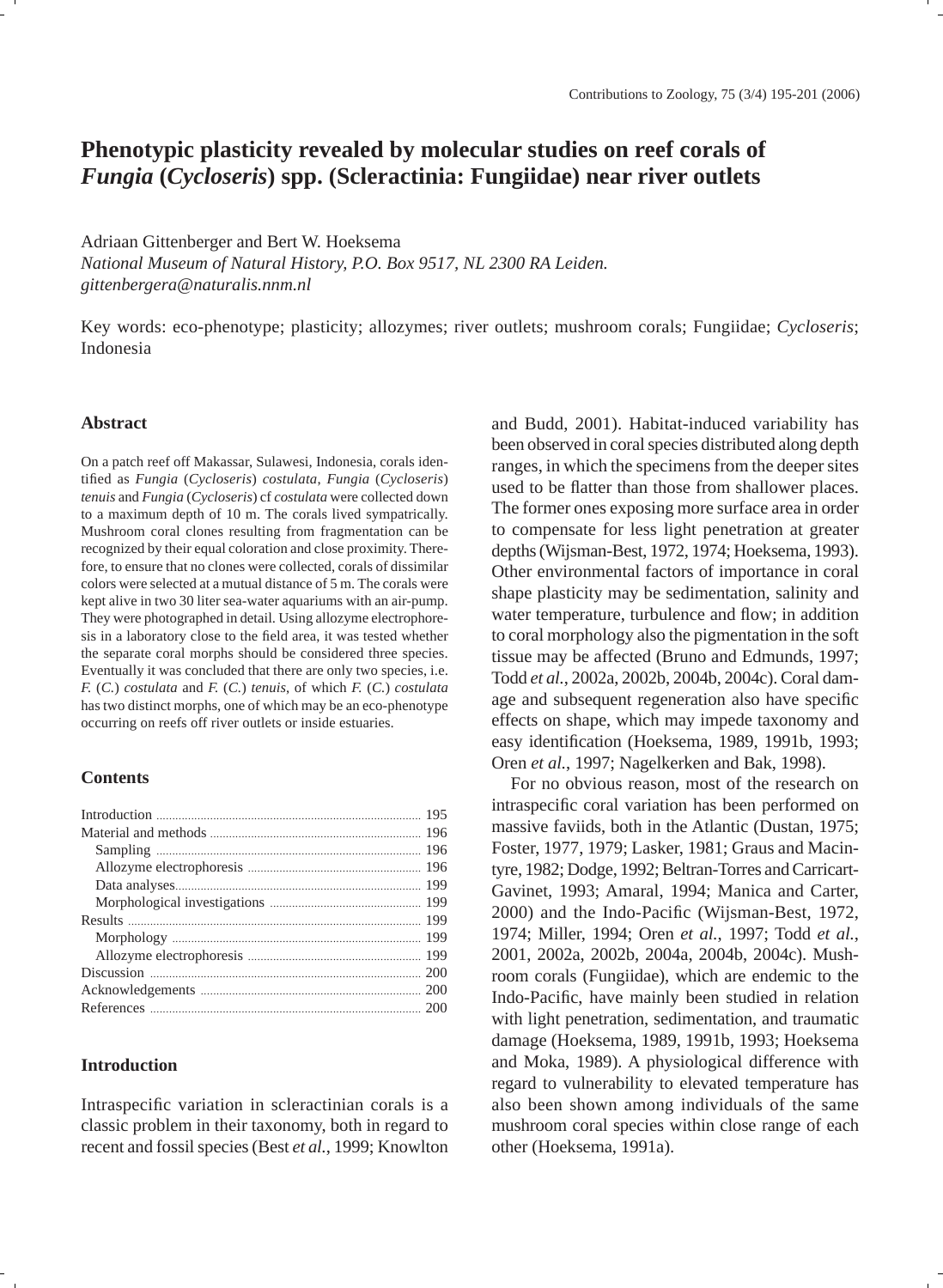# Phenotypic plasticity revealed by molecular studies on reef corals of *Fungia* (*Cycloseris*) spp. (Scleractinia: Fungiidae) near river outlets

Adriaan Gittenberger and Bert W. Hoeksema

*National Museum of Natural History, P.O. Box 9517, NL 2300 RA Leiden.*
*gittenbergera@naturalis.nnm.nl*

Key words: eco-phenotype; plasticity; allozymes; river outlets; mushroom corals; Fungiidae; *Cycloseris*; Indonesia

## Abstract

On a patch reef off Makassar, Sulawesi, Indonesia, corals identified as *Fungia* (*Cycloseris*) *costulata*, *Fungia* (*Cycloseris*) *tenuis* and *Fungia* (*Cycloseris*) cf *costulata* were collected down to a maximum depth of 10 m. The corals lived sympatrically. Mushroom coral clones resulting from fragmentation can be recognized by their equal coloration and close proximity. Therefore, to ensure that no clones were collected, corals of dissimilar colors were selected at a mutual distance of 5 m. The corals were kept alive in two 30 liter sea-water aquariums with an air-pump. They were photographed in detail. Using allozyme electrophoresis in a laboratory close to the field area, it was tested whether the separate coral morphs should be considered three species. Eventually it was concluded that there are only two species, i.e. *F.* (*C.*) *costulata* and *F.* (*C.*) *tenuis*, of which *F.* (*C.*) *costulata* has two distinct morphs, one of which may be an eco-phenotype occurring on reefs off river outlets or inside estuaries.

## Contents

| | |
|---|---|
| Introduction | 195 |
| Material and methods | 196 |
| Sampling | 196 |
| Allozyme electrophoresis | 196 |
| Data analyses | 199 |
| Morphological investigations | 199 |
| Results | 199 |
| Morphology | 199 |
| Allozyme electrophoresis | 199 |
| Discussion | 200 |
| Acknowledgements | 200 |
| References | 200 |

## Introduction

Intraspecific variation in scleractinian corals is a classic problem in their taxonomy, both in regard to recent and fossil species (Best *et al.*, 1999; Knowlton and Budd, 2001). Habitat-induced variability has been observed in coral species distributed along depth ranges, in which the specimens from the deeper sites used to be flatter than those from shallower places. The former ones exposing more surface area in order to compensate for less light penetration at greater depths (Wijsman-Best, 1972, 1974; Hoeksema, 1993). Other environmental factors of importance in coral shape plasticity may be sedimentation, salinity and water temperature, turbulence and flow; in addition to coral morphology also the pigmentation in the soft tissue may be affected (Bruno and Edmunds, 1997; Todd *et al.*, 2002a, 2002b, 2004b, 2004c). Coral damage and subsequent regeneration also have specific effects on shape, which may impede taxonomy and easy identification (Hoeksema, 1989, 1991b, 1993; Oren *et al.*, 1997; Nagelkerken and Bak, 1998).

For no obvious reason, most of the research on intraspecific coral variation has been performed on massive faviids, both in the Atlantic (Dustan, 1975; Foster, 1977, 1979; Lasker, 1981; Graus and Macintyre, 1982; Dodge, 1992; Beltran-Torres and Carricart-Gavinet, 1993; Amaral, 1994; Manica and Carter, 2000) and the Indo-Pacific (Wijsman-Best, 1972, 1974; Miller, 1994; Oren *et al.*, 1997; Todd *et al.*, 2001, 2002a, 2002b, 2004a, 2004b, 2004c). Mushroom corals (Fungiidae), which are endemic to the Indo-Pacific, have mainly been studied in relation with light penetration, sedimentation, and traumatic damage (Hoeksema, 1989, 1991b, 1993; Hoeksema and Moka, 1989). A physiological difference with regard to vulnerability to elevated temperature has also been shown among individuals of the same mushroom coral species within close range of each other (Hoeksema, 1991a).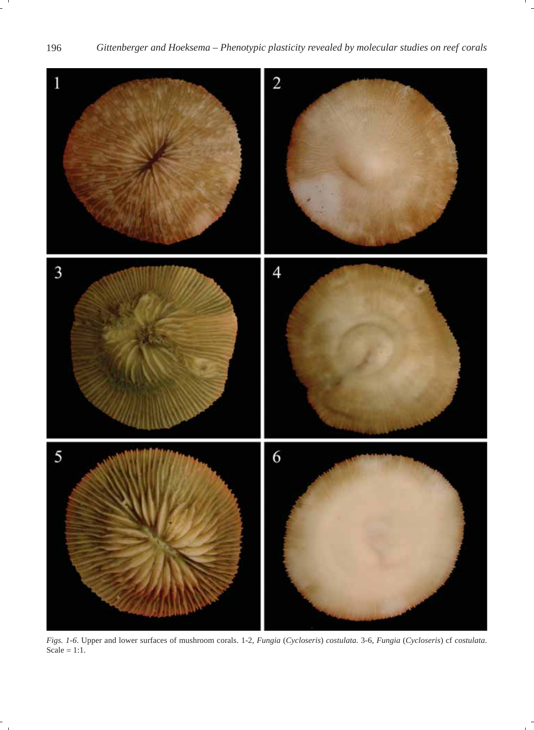*Figs. 1-6*. Upper and lower surfaces of mushroom corals. 1-2, *Fungia* (*Cycloseris*) *costulata*. 3-6, *Fungia* (*Cycloseris*) cf *costulata*. Scale = 1:1.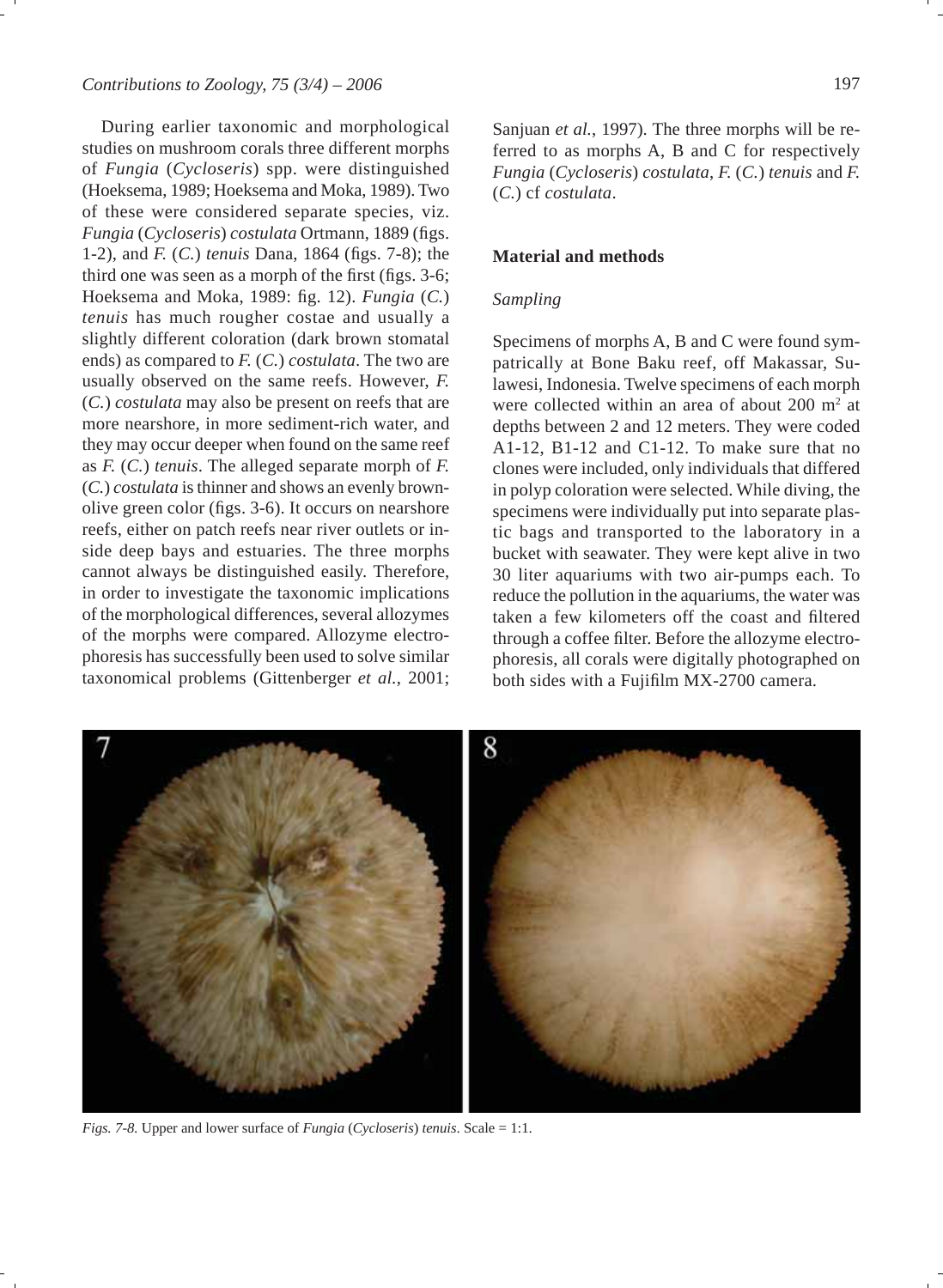During earlier taxonomic and morphological studies on mushroom corals three different morphs of *Fungia* (*Cycloseris*) spp. were distinguished (Hoeksema, 1989; Hoeksema and Moka, 1989). Two of these were considered separate species, viz. *Fungia* (*Cycloseris*) *costulata* Ortmann, 1889 (figs. 1-2), and *F.* (*C.*) *tenuis* Dana, 1864 (figs. 7-8); the third one was seen as a morph of the first (figs. 3-6; Hoeksema and Moka, 1989: fig. 12). *Fungia* (*C.*) *tenuis* has much rougher costae and usually a slightly different coloration (dark brown stomatal ends) as compared to *F.* (*C.*) *costulata*. The two are usually observed on the same reefs. However, *F.* (*C.*) *costulata* may also be present on reefs that are more nearshore, in more sediment-rich water, and they may occur deeper when found on the same reef as *F.* (*C.*) *tenuis*. The alleged separate morph of *F.* (*C.*) *costulata* is thinner and shows an evenly brown-olive green color (figs. 3-6). It occurs on nearshore reefs, either on patch reefs near river outlets or inside deep bays and estuaries. The three morphs cannot always be distinguished easily. Therefore, in order to investigate the taxonomic implications of the morphological differences, several allozymes of the morphs were compared. Allozyme electrophoresis has successfully been used to solve similar taxonomical problems (Gittenberger *et al.*, 2001; Sanjuan *et al.*, 1997). The three morphs will be referred to as morphs A, B and C for respectively *Fungia* (*Cycloseris*) *costulata*, *F.* (*C.*) *tenuis* and *F.* (*C.*) cf *costulata*.

## Material and methods

### *Sampling*

Specimens of morphs A, B and C were found sympatrically at Bone Baku reef, off Makassar, Sulawesi, Indonesia. Twelve specimens of each morph were collected within an area of about 200 m$^2$ at depths between 2 and 12 meters. They were coded A1-12, B1-12 and C1-12. To make sure that no clones were included, only individuals that differed in polyp coloration were selected. While diving, the specimens were individually put into separate plastic bags and transported to the laboratory in a bucket with seawater. They were kept alive in two 30 liter aquariums with two air-pumps each. To reduce the pollution in the aquariums, the water was taken a few kilometers off the coast and filtered through a coffee filter. Before the allozyme electrophoresis, all corals were digitally photographed on both sides with a Fujifilm MX-2700 camera.

*Figs. 7-8.* Upper and lower surface of *Fungia* (*Cycloseris*) *tenuis*. Scale = 1:1.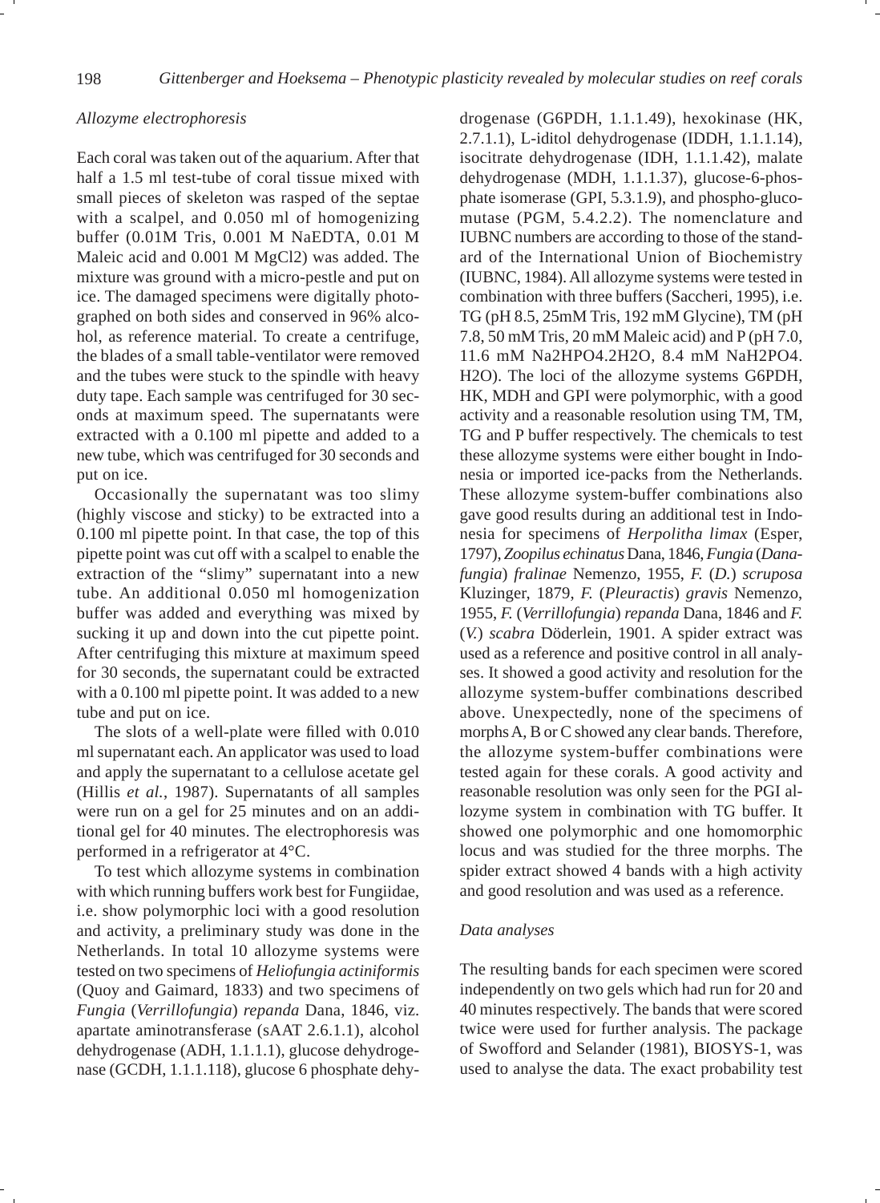### *Allozyme electrophoresis*

Each coral was taken out of the aquarium. After that half a 1.5 ml test-tube of coral tissue mixed with small pieces of skeleton was rasped of the septae with a scalpel, and 0.050 ml of homogenizing buffer (0.01M Tris, 0.001 M NaEDTA, 0.01 M Maleic acid and 0.001 M $MgCl_2$) was added. The mixture was ground with a micro-pestle and put on ice. The damaged specimens were digitally photographed on both sides and conserved in 96% alcohol, as reference material. To create a centrifuge, the blades of a small table-ventilator were removed and the tubes were stuck to the spindle with heavy duty tape. Each sample was centrifuged for 30 seconds at maximum speed. The supernatants were extracted with a 0.100 ml pipette and added to a new tube, which was centrifuged for 30 seconds and put on ice.

Occasionally the supernatant was too slimy (highly viscose and sticky) to be extracted into a 0.100 ml pipette point. In that case, the top of this pipette point was cut off with a scalpel to enable the extraction of the "slimy" supernatant into a new tube. An additional 0.050 ml homogenization buffer was added and everything was mixed by sucking it up and down into the cut pipette point. After centrifuging this mixture at maximum speed for 30 seconds, the supernatant could be extracted with a 0.100 ml pipette point. It was added to a new tube and put on ice.

The slots of a well-plate were filled with 0.010 ml supernatant each. An applicator was used to load and apply the supernatant to a cellulose acetate gel (Hillis *et al.*, 1987). Supernatants of all samples were run on a gel for 25 minutes and on an additional gel for 40 minutes. The electrophoresis was performed in a refrigerator at 4°C.

To test which allozyme systems in combination with which running buffers work best for Fungiidae, i.e. show polymorphic loci with a good resolution and activity, a preliminary study was done in the Netherlands. In total 10 allozyme systems were tested on two specimens of *Heliofungia actiniformis* (Quoy and Gaimard, 1833) and two specimens of *Fungia* (*Verrillofungia*) *repanda* Dana, 1846, viz. apartate aminotransferase (sAAT 2.6.1.1), alcohol dehydrogenase (ADH, 1.1.1.1), glucose dehydrogenase (GCDH, 1.1.1.118), glucose 6 phosphate dehydrogenase (G6PDH, 1.1.1.49), hexokinase (HK, 2.7.1.1), L-iditol dehydrogenase (IDDH, 1.1.1.14), isocitrate dehydrogenase (IDH, 1.1.1.42), malate dehydrogenase (MDH, 1.1.1.37), glucose-6-phosphate isomerase (GPI, 5.3.1.9), and phospho-glucomutase (PGM, 5.4.2.2). The nomenclature and IUBNC numbers are according to those of the standard of the International Union of Biochemistry (IUBNC, 1984). All allozyme systems were tested in combination with three buffers (Saccheri, 1995), i.e. TG (pH 8.5, 25mM Tris, 192 mM Glycine), TM (pH 7.8, 50 mM Tris, 20 mM Maleic acid) and P (pH 7.0, 11.6 mM $Na_2HPO_4.2H_2O$, 8.4 mM $NaH_2PO_4.H_2O$). The loci of the allozyme systems G6PDH, HK, MDH and GPI were polymorphic, with a good activity and a reasonable resolution using TM, TM, TG and P buffer respectively. The chemicals to test these allozyme systems were either bought in Indonesia or imported ice-packs from the Netherlands. These allozyme system-buffer combinations also gave good results during an additional test in Indonesia for specimens of *Herpolitha limax* (Esper, 1797), *Zoopilus echinatus* Dana, 1846, *Fungia* (*Danafungia*) *fralinae* Nemenzo, 1955, *F.* (*D.*) *scruposa* Kluzinger, 1879, *F.* (*Pleuractis*) *gravis* Nemenzo, 1955, *F.* (*Verrillofungia*) *repanda* Dana, 1846 and *F.* (*V.*) *scabra* Döderlein, 1901. A spider extract was used as a reference and positive control in all analyses. It showed a good activity and resolution for the allozyme system-buffer combinations described above. Unexpectedly, none of the specimens of morphs A, B or C showed any clear bands. Therefore, the allozyme system-buffer combinations were tested again for these corals. A good activity and reasonable resolution was only seen for the PGI allozyme system in combination with TG buffer. It showed one polymorphic and one homomorphic locus and was studied for the three morphs. The spider extract showed 4 bands with a high activity and good resolution and was used as a reference.

### *Data analyses*

The resulting bands for each specimen were scored independently on two gels which had run for 20 and 40 minutes respectively. The bands that were scored twice were used for further analysis. The package of Swofford and Selander (1981), BIOSYS-1, was used to analyse the data. The exact probability test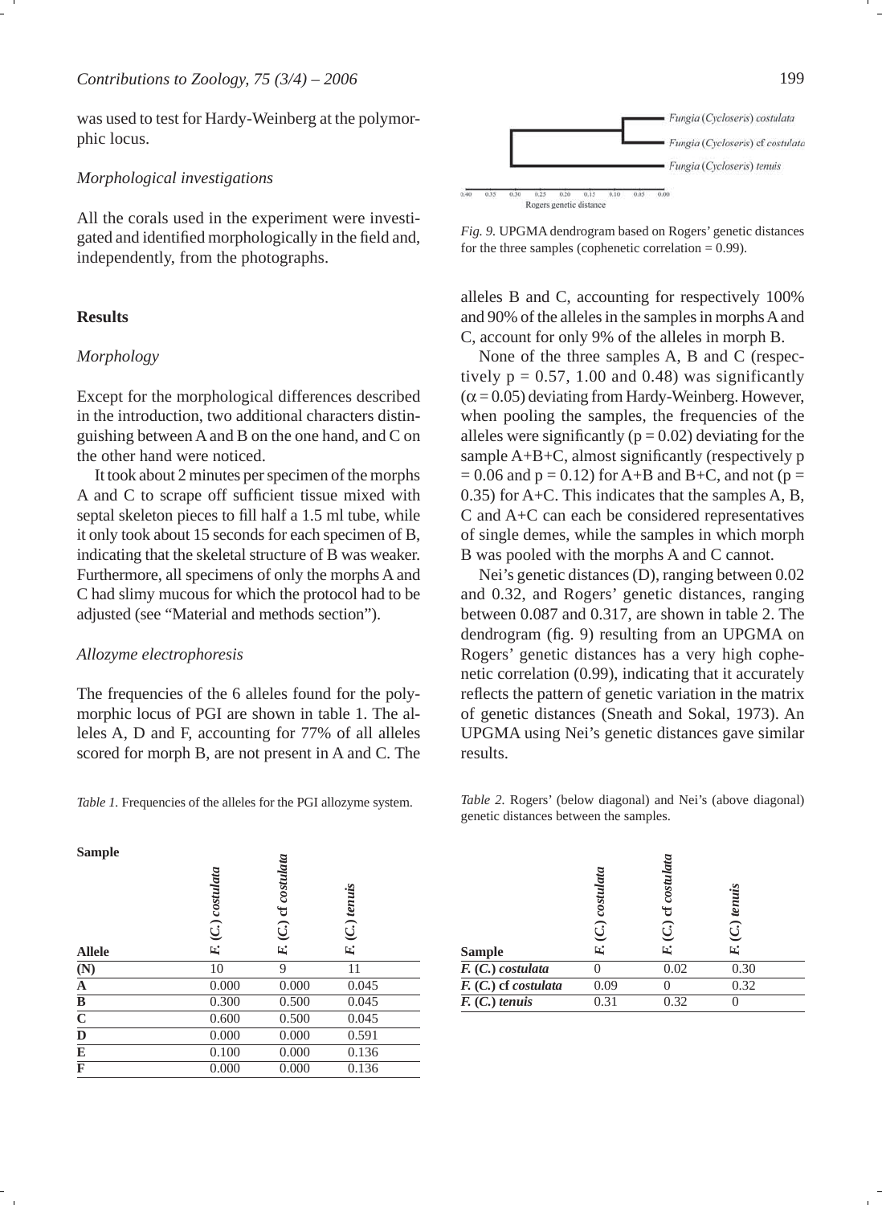was used to test for Hardy-Weinberg at the polymorphic locus.

### *Morphological investigations*

All the corals used in the experiment were investigated and identified morphologically in the field and, independently, from the photographs.

## Results

### *Morphology*

Except for the morphological differences described in the introduction, two additional characters distinguishing between A and B on the one hand, and C on the other hand were noticed.

It took about 2 minutes per specimen of the morphs A and C to scrape off sufficient tissue mixed with septal skeleton pieces to fill half a 1.5 ml tube, while it only took about 15 seconds for each specimen of B, indicating that the skeletal structure of B was weaker. Furthermore, all specimens of only the morphs A and C had slimy mucous for which the protocol had to be adjusted (see "Material and methods section").

### *Allozyme electrophoresis*

The frequencies of the 6 alleles found for the polymorphic locus of PGI are shown in table 1. The alleles A, D and F, accounting for 77% of all alleles scored for morph B, are not present in A and C. The alleles B and C, accounting for respectively 100% and 90% of the alleles in the samples in morphs A and C, account for only 9% of the alleles in morph B.

None of the three samples A, B and C (respectively $p = 0.57$, 1.00 and 0.48) was significantly ($\alpha = 0.05$) deviating from Hardy-Weinberg. However, when pooling the samples, the frequencies of the alleles were significantly ($p = 0.02$) deviating for the sample A+B+C, almost significantly (respectively $p = 0.06$ and $p = 0.12$) for A+B and B+C, and not ($p = 0.35$) for A+C. This indicates that the samples A, B, C and A+C can each be considered representatives of single demes, while the samples in which morph B was pooled with the morphs A and C cannot.

Nei's genetic distances (D), ranging between 0.02 and 0.32, and Rogers' genetic distances, ranging between 0.087 and 0.317, are shown in table 2. The dendrogram (fig. 9) resulting from an UPGMA on Rogers' genetic distances has a very high cophenetic correlation (0.99), indicating that it accurately reflects the pattern of genetic variation in the matrix of genetic distances (Sneath and Sokal, 1973). An UPGMA using Nei's genetic distances gave similar results.

*Fig. 9.* UPGMA dendrogram based on Rogers' genetic distances for the three samples (cophenetic correlation = 0.99).

*Table 1.* Frequencies of the alleles for the PGI allozyme system.

| Sample / Allele | *F. (C.) costulata* | *F. (C.)* cf *costulata* | *F. (C.) tenuis* |
|---|---|---|---|
| (N) | 10 | 9 | 11 |
| A | 0.000 | 0.000 | 0.045 |
| B | 0.300 | 0.500 | 0.045 |
| C | 0.600 | 0.500 | 0.045 |
| D | 0.000 | 0.000 | 0.591 |
| E | 0.100 | 0.000 | 0.136 |
| F | 0.000 | 0.000 | 0.136 |

*Table 2.* Rogers' (below diagonal) and Nei's (above diagonal) genetic distances between the samples.

| Sample | *F. (C.) costulata* | *F. (C.)* cf *costulata* | *F. (C.) tenuis* |
|---|---|---|---|
| ***F. (C.) costulata*** | 0 | 0.02 | 0.30 |
| ***F. (C.)* cf *costulata*** | 0.09 | 0 | 0.32 |
| ***F. (C.) tenuis*** | 0.31 | 0.32 | 0 |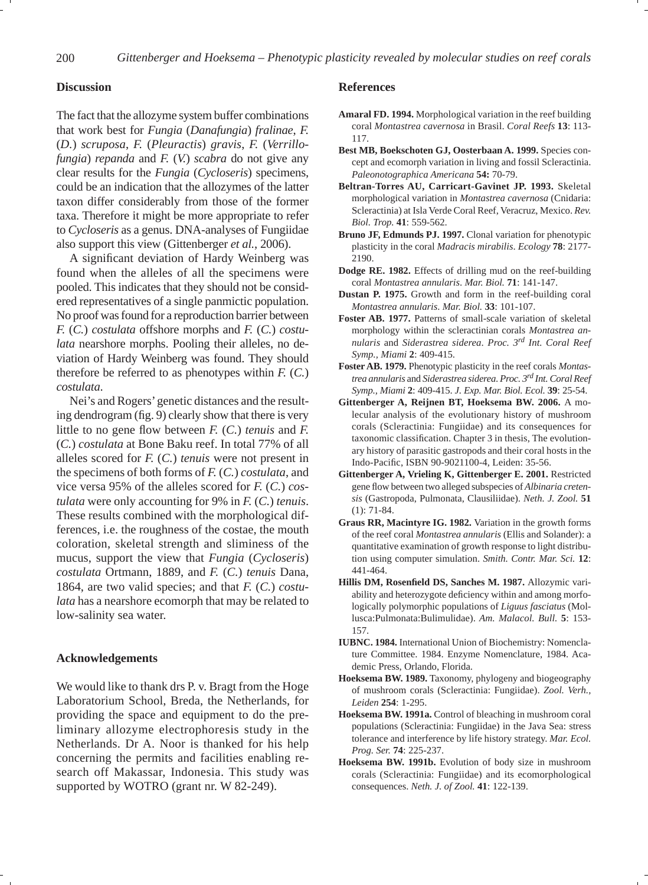## Discussion

The fact that the allozyme system buffer combinations that work best for *Fungia* (*Danafungia*) *fralinae*, *F.* (*D.*) *scruposa*, *F.* (*Pleuractis*) *gravis*, *F.* (*Verrillofungia*) *repanda* and *F.* (*V.*) *scabra* do not give any clear results for the *Fungia* (*Cycloseris*) specimens, could be an indication that the allozymes of the latter taxon differ considerably from those of the former taxa. Therefore it might be more appropriate to refer to *Cycloseris* as a genus. DNA-analyses of Fungiidae also support this view (Gittenberger *et al.*, 2006).

A significant deviation of Hardy Weinberg was found when the alleles of all the specimens were pooled. This indicates that they should not be considered representatives of a single panmictic population. No proof was found for a reproduction barrier between *F.* (*C.*) *costulata* offshore morphs and *F.* (*C.*) *costulata* nearshore morphs. Pooling their alleles, no deviation of Hardy Weinberg was found. They should therefore be referred to as phenotypes within *F.* (*C.*) *costulata*.

Nei's and Rogers' genetic distances and the resulting dendrogram (fig. 9) clearly show that there is very little to no gene flow between *F.* (*C.*) *tenuis* and *F.* (*C.*) *costulata* at Bone Baku reef. In total 77% of all alleles scored for *F.* (*C.*) *tenuis* were not present in the specimens of both forms of *F.* (*C.*) *costulata*, and vice versa 95% of the alleles scored for *F.* (*C.*) *costulata* were only accounting for 9% in *F.* (*C.*) *tenuis*. These results combined with the morphological differences, i.e. the roughness of the costae, the mouth coloration, skeletal strength and sliminess of the mucus, support the view that *Fungia* (*Cycloseris*) *costulata* Ortmann, 1889, and *F.* (*C.*) *tenuis* Dana, 1864, are two valid species; and that *F.* (*C.*) *costulata* has a nearshore ecomorph that may be related to low-salinity sea water.

## Acknowledgements

We would like to thank drs P. v. Bragt from the Hoge Laboratorium School, Breda, the Netherlands, for providing the space and equipment to do the preliminary allozyme electrophoresis study in the Netherlands. Dr A. Noor is thanked for his help concerning the permits and facilities enabling research off Makassar, Indonesia. This study was supported by WOTRO (grant nr. W 82-249).

## References

**Amaral FD. 1994.** Morphological variation in the reef building coral *Montastrea cavernosa* in Brasil. *Coral Reefs* **13**: 113-117.

**Best MB, Boekschoten GJ, Oosterbaan A. 1999.** Species concept and ecomorph variation in living and fossil Scleractinia. *Paleonotographica Americana* **54:** 70-79.

**Beltran-Torres AU, Carricart-Gavinet JP. 1993.** Skeletal morphological variation in *Montastrea cavernosa* (Cnidaria: Scleractinia) at Isla Verde Coral Reef, Veracruz, Mexico. *Rev. Biol. Trop.* **41**: 559-562.

**Bruno JF, Edmunds PJ. 1997.** Clonal variation for phenotypic plasticity in the coral *Madracis mirabilis*. *Ecology* **78**: 2177-2190.

**Dodge RE. 1982.** Effects of drilling mud on the reef-building coral *Montastrea annularis*. *Mar. Biol.* **71**: 141-147.

**Dustan P. 1975.** Growth and form in the reef-building coral *Montastrea annularis*. *Mar. Biol.* **33**: 101-107.

**Foster AB. 1977.** Patterns of small-scale variation of skeletal morphology within the scleractinian corals *Montastrea annularis* and *Siderastrea siderea*. *Proc. 3rd Int. Coral Reef Symp., Miami* **2**: 409-415.

**Foster AB. 1979.** Phenotypic plasticity in the reef corals *Montastrea annularis* and *Siderastrea siderea*. *Proc. 3rd Int. Coral Reef Symp., Miami* **2**: 409-415. *J. Exp. Mar. Biol. Ecol.* **39**: 25-54.

**Gittenberger A, Reijnen BT, Hoeksema BW. 2006.** A molecular analysis of the evolutionary history of mushroom corals (Scleractinia: Fungiidae) and its consequences for taxonomic classification. Chapter 3 in thesis, The evolutionary history of parasitic gastropods and their coral hosts in the Indo-Pacific, ISBN 90-9021100-4, Leiden: 35-56.

**Gittenberger A, Vrieling K, Gittenberger E. 2001.** Restricted gene flow between two alleged subspecies of *Albinaria cretensis* (Gastropoda, Pulmonata, Clausiliidae). *Neth. J. Zool.* **51** (1): 71-84.

**Graus RR, Macintyre IG. 1982.** Variation in the growth forms of the reef coral *Montastrea annularis* (Ellis and Solander): a quantitative examination of growth response to light distribution using computer simulation. *Smith. Contr. Mar. Sci.* **12**: 441-464.

**Hillis DM, Rosenfield DS, Sanches M. 1987.** Allozymic variability and heterozygote deficiency within and among morfologically polymorphic populations of *Liguus fasciatus* (Mollusca:Pulmonata:Bulimulidae). *Am. Malacol. Bull.* **5**: 153-157.

**IUBNC. 1984.** International Union of Biochemistry: Nomenclature Committee. 1984. Enzyme Nomenclature, 1984. Academic Press, Orlando, Florida.

**Hoeksema BW. 1989.** Taxonomy, phylogeny and biogeography of mushroom corals (Scleractinia: Fungiidae). *Zool. Verh., Leiden* **254**: 1-295.

**Hoeksema BW. 1991a.** Control of bleaching in mushroom coral populations (Scleractinia: Fungiidae) in the Java Sea: stress tolerance and interference by life history strategy. *Mar. Ecol. Prog. Ser.* **74**: 225-237.

**Hoeksema BW. 1991b.** Evolution of body size in mushroom corals (Scleractinia: Fungiidae) and its ecomorphological consequences. *Neth. J. of Zool.* **41**: 122-139.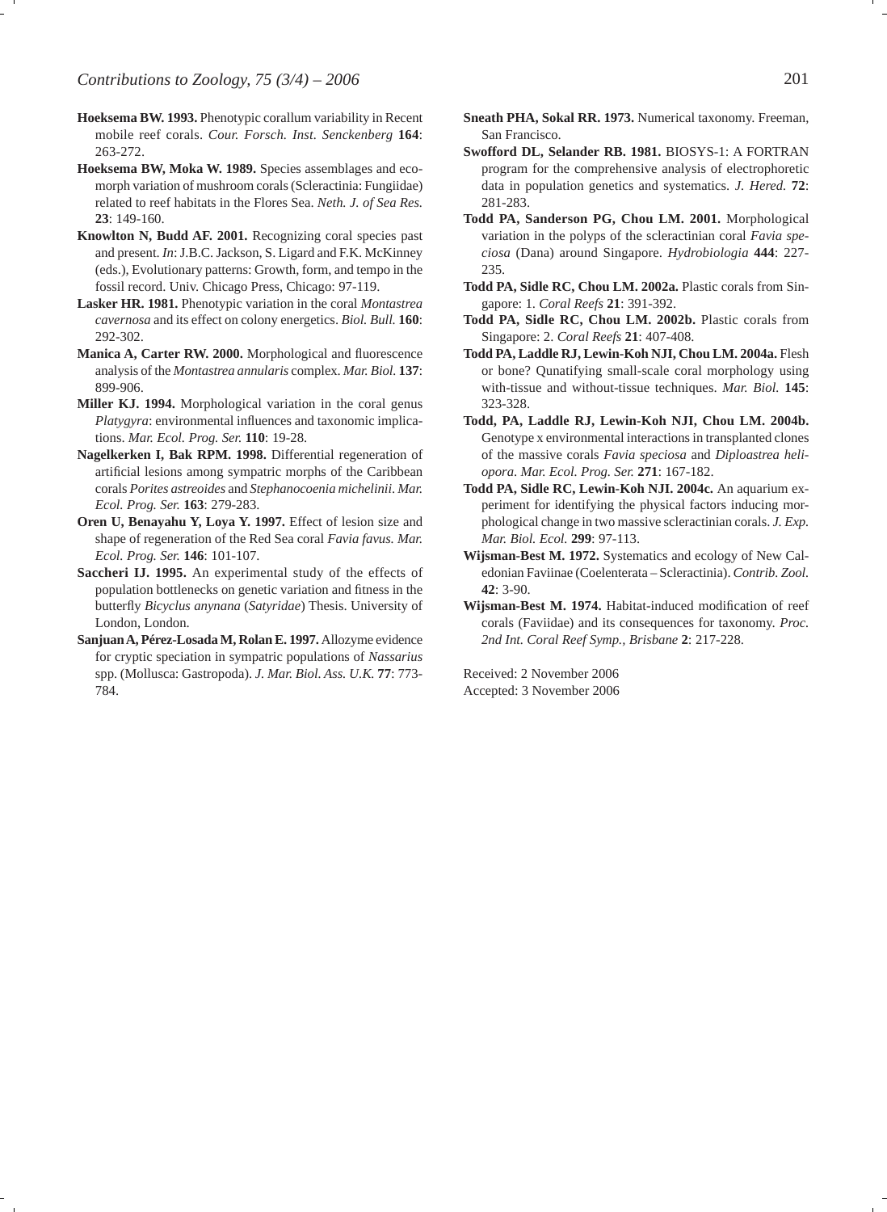**Hoeksema BW. 1993.** Phenotypic corallum variability in Recent mobile reef corals. *Cour. Forsch. Inst. Senckenberg* **164**: 263-272.

**Hoeksema BW, Moka W. 1989.** Species assemblages and ecomorph variation of mushroom corals (Scleractinia: Fungiidae) related to reef habitats in the Flores Sea. *Neth. J. of Sea Res.* **23**: 149-160.

**Knowlton N, Budd AF. 2001.** Recognizing coral species past and present. *In*: J.B.C. Jackson, S. Ligard and F.K. McKinney (eds.), Evolutionary patterns: Growth, form, and tempo in the fossil record. Univ. Chicago Press, Chicago: 97-119.

**Lasker HR. 1981.** Phenotypic variation in the coral *Montastrea cavernosa* and its effect on colony energetics. *Biol. Bull.* **160**: 292-302.

**Manica A, Carter RW. 2000.** Morphological and fluorescence analysis of the *Montastrea annularis* complex. *Mar. Biol.* **137**: 899-906.

**Miller KJ. 1994.** Morphological variation in the coral genus *Platygyra*: environmental influences and taxonomic implications. *Mar. Ecol. Prog. Ser.* **110**: 19-28.

**Nagelkerken I, Bak RPM. 1998.** Differential regeneration of artificial lesions among sympatric morphs of the Caribbean corals *Porites astreoides* and *Stephanocoenia michelinii*. *Mar. Ecol. Prog. Ser.* **163**: 279-283.

**Oren U, Benayahu Y, Loya Y. 1997.** Effect of lesion size and shape of regeneration of the Red Sea coral *Favia favus*. *Mar. Ecol. Prog. Ser.* **146**: 101-107.

**Saccheri IJ. 1995.** An experimental study of the effects of population bottlenecks on genetic variation and fitness in the butterfly *Bicyclus anynana* (*Satyridae*) Thesis. University of London, London.

**Sanjuan A, Pérez-Losada M, Rolan E. 1997.** Allozyme evidence for cryptic speciation in sympatric populations of *Nassarius* spp. (Mollusca: Gastropoda). *J. Mar. Biol. Ass. U.K.* **77**: 773-784.

**Sneath PHA, Sokal RR. 1973.** Numerical taxonomy. Freeman, San Francisco.

**Swofford DL, Selander RB. 1981.** BIOSYS-1: A FORTRAN program for the comprehensive analysis of electrophoretic data in population genetics and systematics. *J. Hered.* **72**: 281-283.

**Todd PA, Sanderson PG, Chou LM. 2001.** Morphological variation in the polyps of the scleractinian coral *Favia speciosa* (Dana) around Singapore. *Hydrobiologia* **444**: 227-235.

**Todd PA, Sidle RC, Chou LM. 2002a.** Plastic corals from Singapore: 1. *Coral Reefs* **21**: 391-392.

**Todd PA, Sidle RC, Chou LM. 2002b.** Plastic corals from Singapore: 2. *Coral Reefs* **21**: 407-408.

**Todd PA, Laddle RJ, Lewin-Koh NJI, Chou LM. 2004a.** Flesh or bone? Qunatifying small-scale coral morphology using with-tissue and without-tissue techniques. *Mar. Biol.* **145**: 323-328.

**Todd, PA, Laddle RJ, Lewin-Koh NJI, Chou LM. 2004b.** Genotype x environmental interactions in transplanted clones of the massive corals *Favia speciosa* and *Diploastrea heliopora*. *Mar. Ecol. Prog. Ser.* **271**: 167-182.

**Todd PA, Sidle RC, Lewin-Koh NJI. 2004c.** An aquarium experiment for identifying the physical factors inducing morphological change in two massive scleractinian corals. *J. Exp. Mar. Biol. Ecol.* **299**: 97-113.

**Wijsman-Best M. 1972.** Systematics and ecology of New Caledonian Faviinae (Coelenterata – Scleractinia). *Contrib. Zool.* **42**: 3-90.

**Wijsman-Best M. 1974.** Habitat-induced modification of reef corals (Faviidae) and its consequences for taxonomy. *Proc. 2nd Int. Coral Reef Symp., Brisbane* **2**: 217-228.

Received: 2 November 2006
Accepted: 3 November 2006